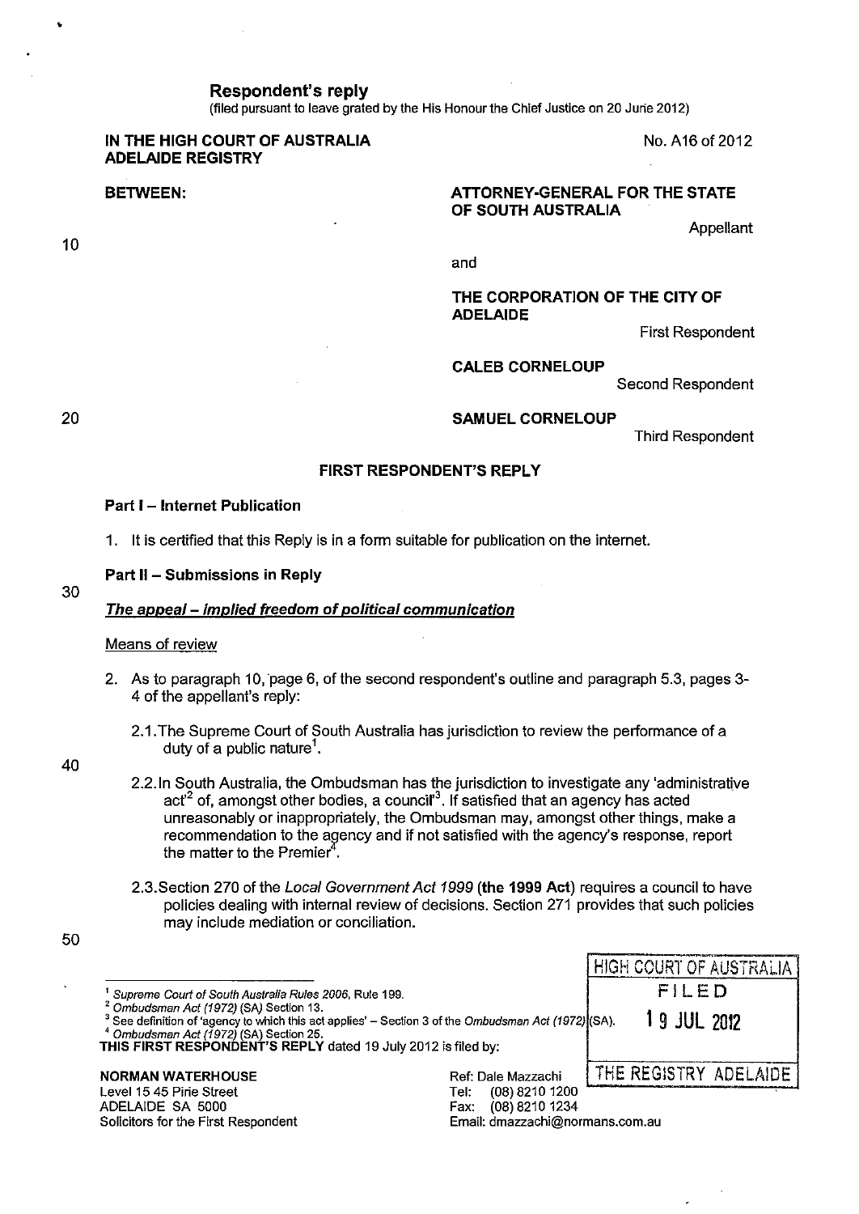**Respondent's reply**
(filed pursuant to leave grated by the His Honour the Chief Justice on 20 June 2012)

**IN THE HIGH COURT OF AUSTRALIA**
**ADELAIDE REGISTRY**

No. A16 of 2012

**BETWEEN:**

**ATTORNEY-GENERAL FOR THE STATE OF SOUTH AUSTRALIA**
Appellant

and

**THE CORPORATION OF THE CITY OF ADELAIDE**
First Respondent

**CALEB CORNELOUP**
Second Respondent

**SAMUEL CORNELOUP**
Third Respondent

**FIRST RESPONDENT'S REPLY**

**Part I – Internet Publication**

1. It is certified that this Reply is in a form suitable for publication on the internet.

**Part II – Submissions in Reply**

***The appeal – implied freedom of political communication***

Means of review

2. As to paragraph 10, page 6, of the second respondent's outline and paragraph 5.3, pages 3-4 of the appellant's reply:

   2.1. The Supreme Court of South Australia has jurisdiction to review the performance of a duty of a public nature[1].

   2.2. In South Australia, the Ombudsman has the jurisdiction to investigate any 'administrative act'[2] of, amongst other bodies, a council'[3]. If satisfied that an agency has acted unreasonably or inappropriately, the Ombudsman may, amongst other things, make a recommendation to the agency and if not satisfied with the agency's response, report the matter to the Premier[4].

   2.3. Section 270 of the *Local Government Act 1999* **(the 1999 Act)** requires a council to have policies dealing with internal review of decisions. Section 271 provides that such policies may include mediation or conciliation.

---

[1] *Supreme Court of South Australia Rules 2006*, Rule 199.
[2] *Ombudsman Act (1972)* (SA) Section 13.
[3] See definition of 'agency to which this act applies' – Section 3 of the *Ombudsman Act (1972)* (SA).
[4] *Ombudsman Act (1972)* (SA) Section 25.

**THIS FIRST RESPONDENT'S REPLY** dated 19 July 2012 is filed by:

**NORMAN WATERHOUSE**
Level 15 45 Pirie Street
ADELAIDE SA 5000
Solicitors for the First Respondent

Ref: Dale Mazzachi
Tel: (08) 8210 1200
Fax: (08) 8210 1234
Email: dmazzachi@normans.com.au

HIGH COURT OF AUSTRALIA
FILED
19 JUL 2012
THE REGISTRY ADELAIDE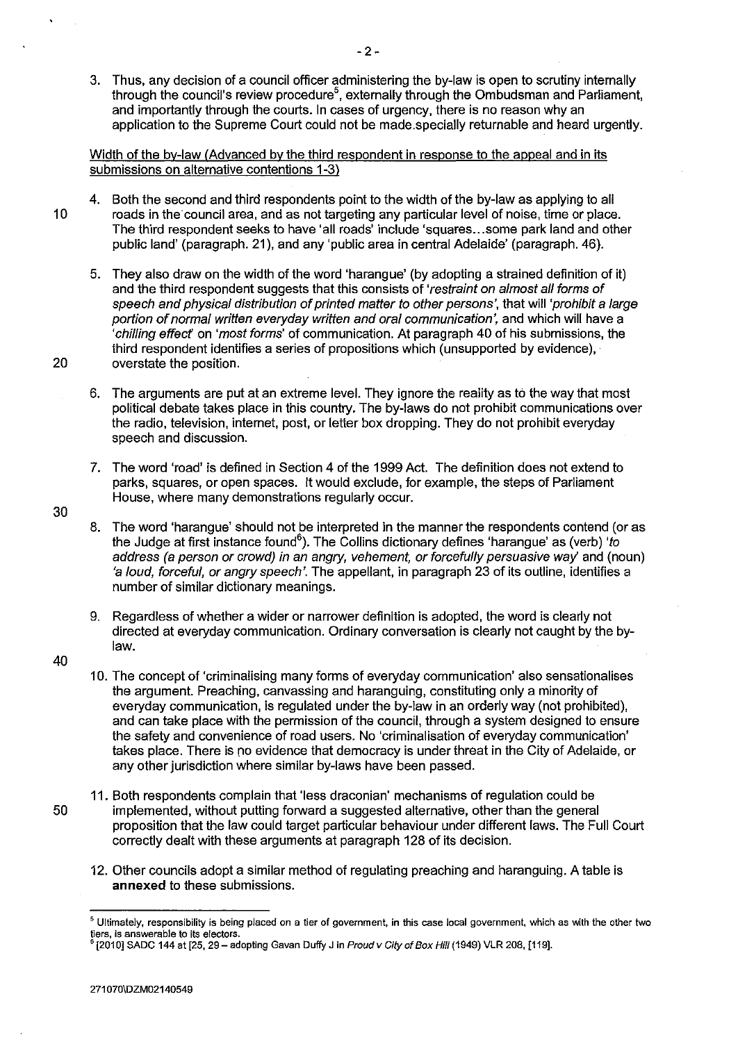3. Thus, any decision of a council officer administering the by-law is open to scrutiny internally through the council's review procedure[5], externally through the Ombudsman and Parliament, and importantly through the courts. In cases of urgency, there is no reason why an application to the Supreme Court could not be made.specially returnable and heard urgently.

Width of the by-law (Advanced by the third respondent in response to the appeal and in its submissions on alternative contentions 1-3)

4. Both the second and third respondents point to the width of the by-law as applying to all roads in the council area, and as not targeting any particular level of noise, time or place. The third respondent seeks to have 'all roads' include 'squares...some park land and other public land' (paragraph. 21), and any 'public area in central Adelaide' (paragraph. 46).

5. They also draw on the width of the word 'harangue' (by adopting a strained definition of it) and the third respondent suggests that this consists of *'restraint on almost all forms of speech and physical distribution of printed matter to other persons'*, that will *'prohibit a large portion of normal written everyday written and oral communication'*, and which will have a *'chilling effect'* on *'most forms'* of communication. At paragraph 40 of his submissions, the third respondent identifies a series of propositions which (unsupported by evidence), overstate the position.

6. The arguments are put at an extreme level. They ignore the reality as to the way that most political debate takes place in this country. The by-laws do not prohibit communications over the radio, television, internet, post, or letter box dropping. They do not prohibit everyday speech and discussion.

7. The word 'road' is defined in Section 4 of the 1999 Act. The definition does not extend to parks, squares, or open spaces. It would exclude, for example, the steps of Parliament House, where many demonstrations regularly occur.

8. The word 'harangue' should not be interpreted in the manner the respondents contend (or as the Judge at first instance found[6]). The Collins dictionary defines 'harangue' as (verb) *'to address (a person or crowd) in an angry, vehement, or forcefully persuasive way'* and (noun) *'a loud, forceful, or angry speech'*. The appellant, in paragraph 23 of its outline, identifies a number of similar dictionary meanings.

9. Regardless of whether a wider or narrower definition is adopted, the word is clearly not directed at everyday communication. Ordinary conversation is clearly not caught by the by-law.

10. The concept of 'criminalising many forms of everyday communication' also sensationalises the argument. Preaching, canvassing and haranguing, constituting only a minority of everyday communication, is regulated under the by-law in an orderly way (not prohibited), and can take place with the permission of the council, through a system designed to ensure the safety and convenience of road users. No 'criminalisation of everyday communication' takes place. There is no evidence that democracy is under threat in the City of Adelaide, or any other jurisdiction where similar by-laws have been passed.

11. Both respondents complain that 'less draconian' mechanisms of regulation could be implemented, without putting forward a suggested alternative, other than the general proposition that the law could target particular behaviour under different laws. The Full Court correctly dealt with these arguments at paragraph 128 of its decision.

12. Other councils adopt a similar method of regulating preaching and haranguing. A table is **annexed** to these submissions.

---

[5] Ultimately, responsibility is being placed on a tier of government, in this case local government, which as with the other two tiers, is answerable to its electors.

[6] [2010] SADC 144 at [25, 29 – adopting Gavan Duffy J in *Proud v City of Box Hill* (1949) VLR 208, [119].

271070\DZM02140549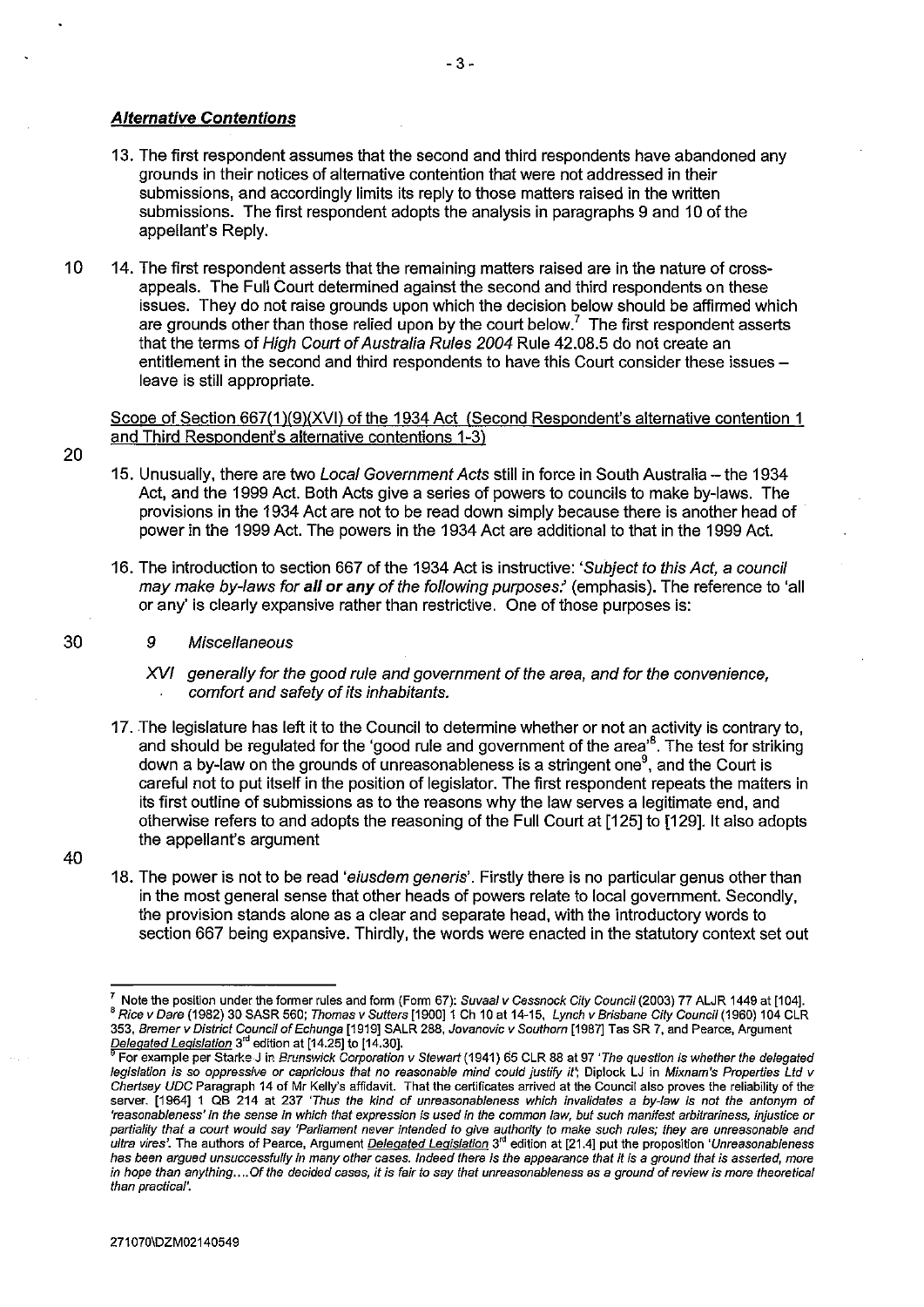***Alternative Contentions***

13. The first respondent assumes that the second and third respondents have abandoned any grounds in their notices of alternative contention that were not addressed in their submissions, and accordingly limits its reply to those matters raised in the written submissions. The first respondent adopts the analysis in paragraphs 9 and 10 of the appellant's Reply.

14. The first respondent asserts that the remaining matters raised are in the nature of cross-appeals. The Full Court determined against the second and third respondents on these issues. They do not raise grounds upon which the decision below should be affirmed which are grounds other than those relied upon by the court below.[7] The first respondent asserts that the terms of *High Court of Australia Rules 2004* Rule 42.08.5 do not create an entitlement in the second and third respondents to have this Court consider these issues – leave is still appropriate.

<u>Scope of Section 667(1)(9)(XVI) of the 1934 Act (Second Respondent's alternative contention 1 and Third Respondent's alternative contentions 1-3)</u>

15. Unusually, there are two *Local Government Acts* still in force in South Australia – the 1934 Act, and the 1999 Act. Both Acts give a series of powers to councils to make by-laws. The provisions in the 1934 Act are not to be read down simply because there is another head of power in the 1999 Act. The powers in the 1934 Act are additional to that in the 1999 Act.

16. The introduction to section 667 of the 1934 Act is instructive: '*Subject to this Act, a council may make by-laws for **all or any** of the following purposes:*' (emphasis). The reference to 'all or any' is clearly expansive rather than restrictive. One of those purposes is:

    *9 Miscellaneous*

    *XVI generally for the good rule and government of the area, and for the convenience, comfort and safety of its inhabitants.*

17. The legislature has left it to the Council to determine whether or not an activity is contrary to, and should be regulated for the 'good rule and government of the area'[8]. The test for striking down a by-law on the grounds of unreasonableness is a stringent one[9], and the Court is careful not to put itself in the position of legislator. The first respondent repeats the matters in its first outline of submissions as to the reasons why the law serves a legitimate end, and otherwise refers to and adopts the reasoning of the Full Court at [125] to [129]. It also adopts the appellant's argument

18. The power is not to be read '*eiusdem generis*'. Firstly there is no particular genus other than in the most general sense that other heads of powers relate to local government. Secondly, the provision stands alone as a clear and separate head, with the introductory words to section 667 being expansive. Thirdly, the words were enacted in the statutory context set out

---

[7] Note the position under the former rules and form (Form 67): *Suvaal v Cessnock City Council* (2003) 77 ALJR 1449 at [104].

[8] *Rice v Dare* (1982) 30 SASR 560; *Thomas v Sutters* [1900] 1 Ch 10 at 14-15, *Lynch v Brisbane City Council* (1960) 104 CLR 353, *Bremer v District Council of Echunga* [1919] SALR 288, *Jovanovic v Southorn* [1987] Tas SR 7, and Pearce, Argument <u>*Delegated Legislation*</u> 3rd edition at [14.25] to [14.30].

[9] For example per Starke J in *Brunswick Corporation v Stewart* (1941) 65 CLR 88 at 97 *'The question is whether the delegated legislation is so oppressive or capricious that no reasonable mind could justify it'*; Diplock LJ in *Mixnam's Properties Ltd v Chertsey UDC* Paragraph 14 of Mr Kelly's affidavit. That the certificates arrived at the Council also proves the reliability of the server. [1964] 1 QB 214 at 237 *'Thus the kind of unreasonableness which invalidates a by-law is not the antonym of 'reasonableness' in the sense in which that expression is used in the common law, but such manifest arbitrariness, injustice or partiality that a court would say 'Parliament never intended to give authority to make such rules; they are unreasonable and ultra vires'.* The authors of Pearce, Argument <u>*Delegated Legislation*</u> 3rd edition at [21.4] put the proposition *'Unreasonableness has been argued unsuccessfully in many other cases. Indeed there is the appearance that it is a ground that is asserted, more in hope than anything....Of the decided cases, it is fair to say that unreasonableness as a ground of review is more theoretical than practical'.*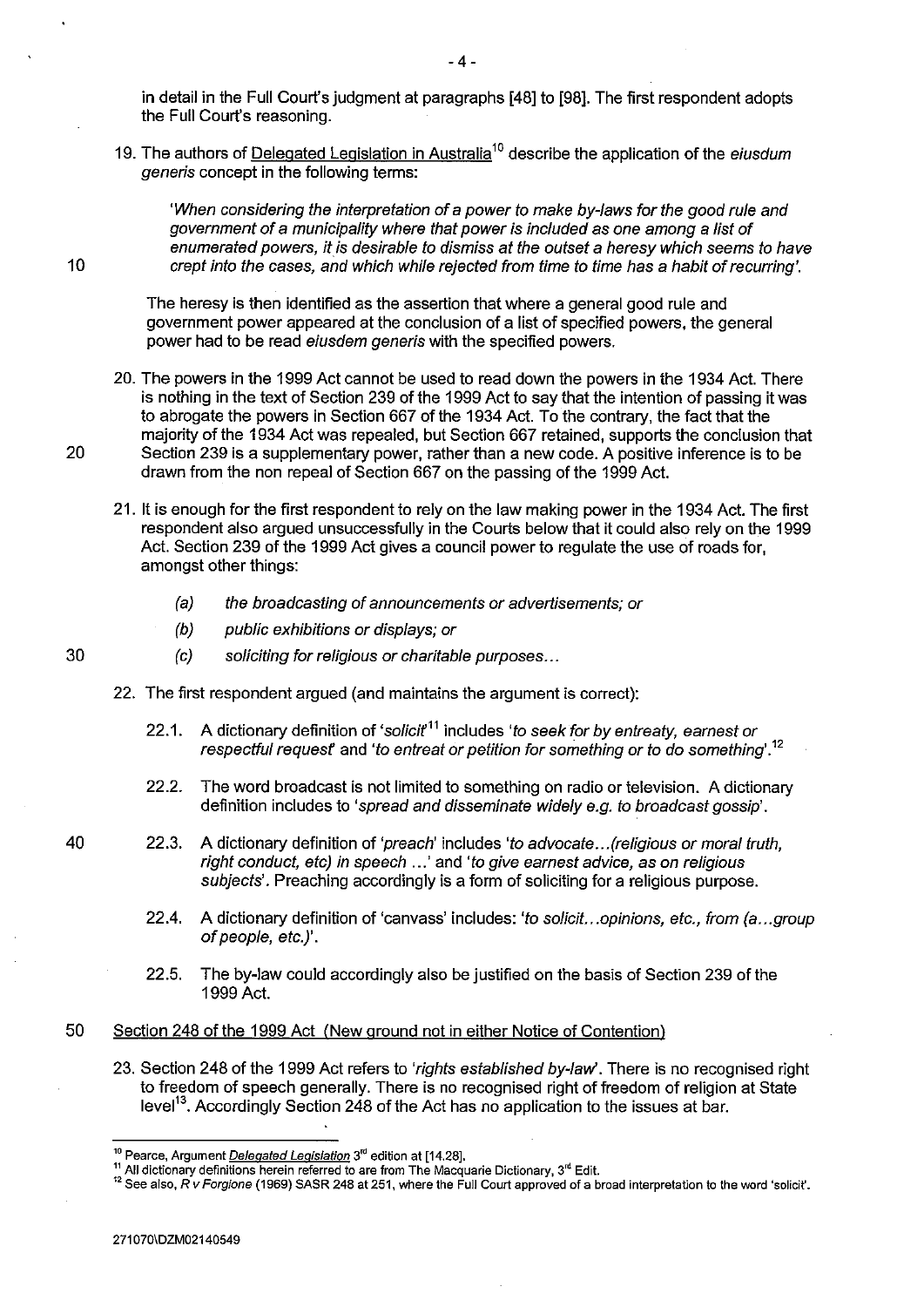in detail in the Full Court's judgment at paragraphs [48] to [98]. The first respondent adopts the Full Court's reasoning.

19. The authors of Delegated Legislation in Australia[10] describe the application of the *eiusdum generis* concept in the following terms:

    *'When considering the interpretation of a power to make by-laws for the good rule and government of a municipality where that power is included as one among a list of enumerated powers, it is desirable to dismiss at the outset a heresy which seems to have crept into the cases, and which while rejected from time to time has a habit of recurring'.*

    The heresy is then identified as the assertion that where a general good rule and government power appeared at the conclusion of a list of specified powers, the general power had to be read *eiusdem generis* with the specified powers.

20. The powers in the 1999 Act cannot be used to read down the powers in the 1934 Act. There is nothing in the text of Section 239 of the 1999 Act to say that the intention of passing it was to abrogate the powers in Section 667 of the 1934 Act. To the contrary, the fact that the majority of the 1934 Act was repealed, but Section 667 retained, supports the conclusion that Section 239 is a supplementary power, rather than a new code. A positive inference is to be drawn from the non repeal of Section 667 on the passing of the 1999 Act.

21. It is enough for the first respondent to rely on the law making power in the 1934 Act. The first respondent also argued unsuccessfully in the Courts below that it could also rely on the 1999 Act. Section 239 of the 1999 Act gives a council power to regulate the use of roads for, amongst other things:

    (a) *the broadcasting of announcements or advertisements; or*

    (b) *public exhibitions or displays; or*

    (c) *soliciting for religious or charitable purposes...*

22. The first respondent argued (and maintains the argument is correct):

    22.1. A dictionary definition of *'solicit'*[11] includes *'to seek for by entreaty, earnest or respectful request'* and *'to entreat or petition for something or to do something'*.[12]

    22.2. The word broadcast is not limited to something on radio or television. A dictionary definition includes to *'spread and disseminate widely e.g. to broadcast gossip'*.

    22.3. A dictionary definition of *'preach'* includes *'to advocate...(religious or moral truth, right conduct, etc) in speech ...'* and *'to give earnest advice, as on religious subjects'*. Preaching accordingly is a form of soliciting for a religious purpose.

    22.4. A dictionary definition of 'canvass' includes: *'to solicit...opinions, etc., from (a...group of people, etc.)'*.

    22.5. The by-law could accordingly also be justified on the basis of Section 239 of the 1999 Act.

Section 248 of the 1999 Act (New ground not in either Notice of Contention)

23. Section 248 of the 1999 Act refers to *'rights established by-law'*. There is no recognised right to freedom of speech generally. There is no recognised right of freedom of religion at State level[13]. Accordingly Section 248 of the Act has no application to the issues at bar.

---

[10] Pearce, Argument *Delegated Legislation* 3rd edition at [14.28].

[11] All dictionary definitions herein referred to are from The Macquarie Dictionary, 3rd Edit.

[12] See also, *R v Forgione* (1969) SASR 248 at 251, where the Full Court approved of a broad interpretation to the word 'solicit'.

271070\DZM02140549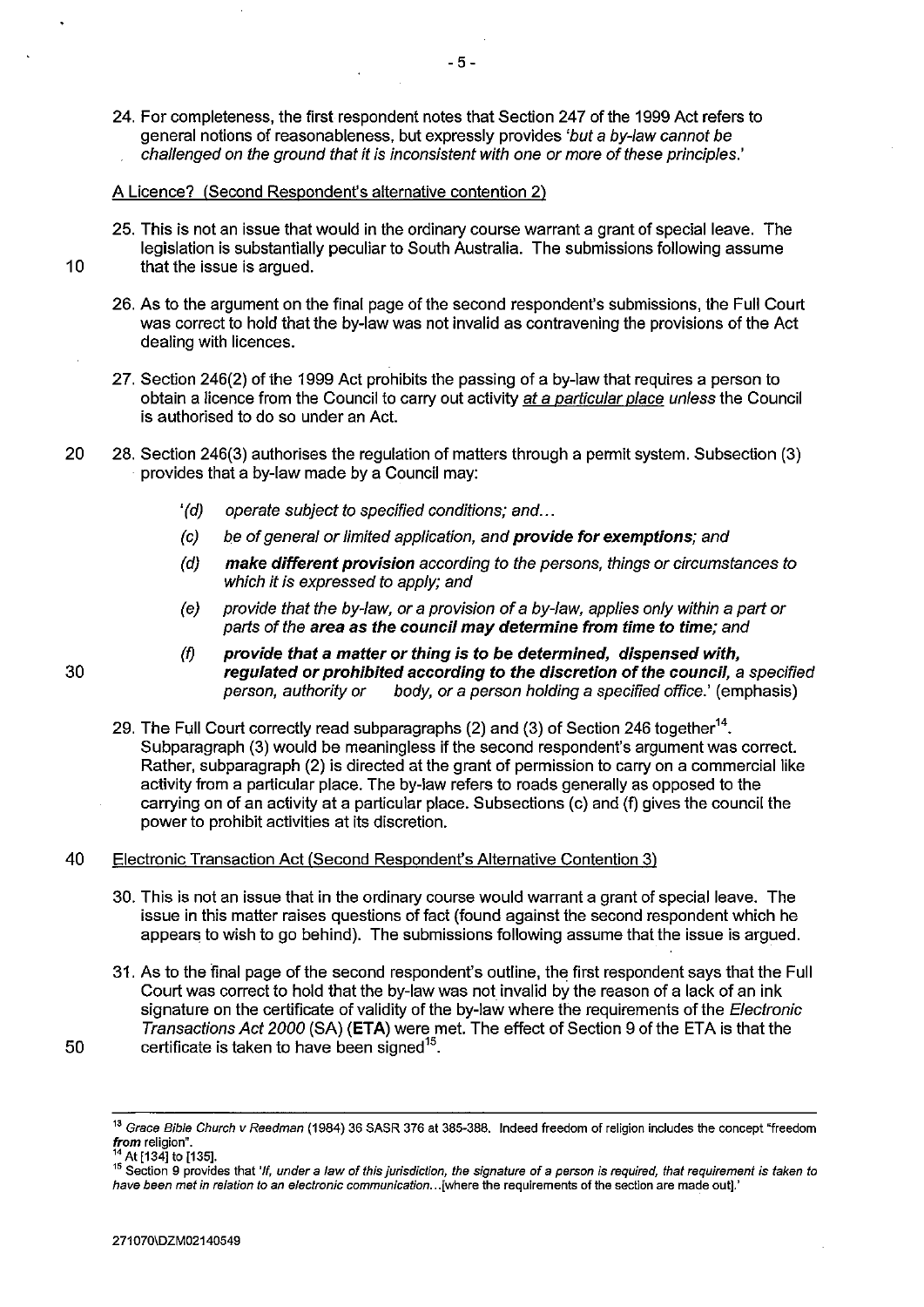24. For completeness, the first respondent notes that Section 247 of the 1999 Act refers to general notions of reasonableness, but expressly provides *'but a by-law cannot be challenged on the ground that it is inconsistent with one or more of these principles.'*

A Licence? (Second Respondent's alternative contention 2)

25. This is not an issue that would in the ordinary course warrant a grant of special leave. The legislation is substantially peculiar to South Australia. The submissions following assume that the issue is argued.

26. As to the argument on the final page of the second respondent's submissions, the Full Court was correct to hold that the by-law was not invalid as contravening the provisions of the Act dealing with licences.

27. Section 246(2) of the 1999 Act prohibits the passing of a by-law that requires a person to obtain a licence from the Council to carry out activity at a particular place *unless* the Council is authorised to do so under an Act.

28. Section 246(3) authorises the regulation of matters through a permit system. Subsection (3) provides that a by-law made by a Council may:

    *'(d) operate subject to specified conditions; and...*

    *(c) be of general or limited application, and* ***provide for exemptions****; and*

    *(d)* ***make different provision*** *according to the persons, things or circumstances to which it is expressed to apply; and*

    *(e) provide that the by-law, or a provision of a by-law, applies only within a part or parts of the* ***area as the council may determine from time to time****; and*

    *(f)* ***provide that a matter or thing is to be determined, dispensed with, regulated or prohibited according to the discretion of the council,*** *a specified person, authority or body, or a person holding a specified office.'* (emphasis)

29. The Full Court correctly read subparagraphs (2) and (3) of Section 246 together[14]. Subparagraph (3) would be meaningless if the second respondent's argument was correct. Rather, subparagraph (2) is directed at the grant of permission to carry on a commercial like activity from a particular place. The by-law refers to roads generally as opposed to the carrying on of an activity at a particular place. Subsections (c) and (f) gives the council the power to prohibit activities at its discretion.

Electronic Transaction Act (Second Respondent's Alternative Contention 3)

30. This is not an issue that in the ordinary course would warrant a grant of special leave. The issue in this matter raises questions of fact (found against the second respondent which he appears to wish to go behind). The submissions following assume that the issue is argued.

31. As to the final page of the second respondent's outline, the first respondent says that the Full Court was correct to hold that the by-law was not invalid by the reason of a lack of an ink signature on the certificate of validity of the by-law where the requirements of the *Electronic Transactions Act 2000* (SA) (**ETA**) were met. The effect of Section 9 of the ETA is that the certificate is taken to have been signed[15].

---

[13] *Grace Bible Church v Reedman* (1984) 36 SASR 376 at 385-388. Indeed freedom of religion includes the concept "freedom **from** religion".

[14] At [134] to [135].

[15] Section 9 provides that *'If, under a law of this jurisdiction, the signature of a person is required, that requirement is taken to have been met in relation to an electronic communication...[where the requirements of the section are made out].'*

271070\DZM02140549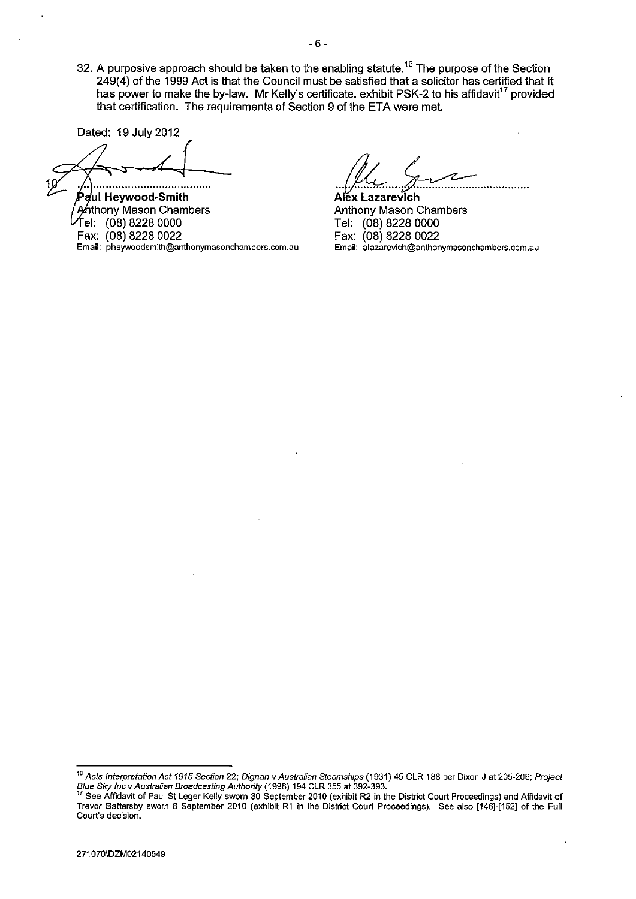32. A purposive approach should be taken to the enabling statute.[16] The purpose of the Section 249(4) of the 1999 Act is that the Council must be satisfied that a solicitor has certified that it has power to make the by-law. Mr Kelly's certificate, exhibit PSK-2 to his affidavit[17] provided that certification. The requirements of Section 9 of the ETA were met.

Dated: 19 July 2012

**Paul Heywood-Smith**
Anthony Mason Chambers
Tel: (08) 8228 0000
Fax: (08) 8228 0022
Email: pheywoodsmith@anthonymasonchambers.com.au

**Alex Lazarevich**
Anthony Mason Chambers
Tel: (08) 8228 0000
Fax: (08) 8228 0022
Email: alazarevich@anthonymasonchambers.com.au

---

[16] *Acts Interpretation Act 1915 Section* 22; *Dignan v Australian Steamships* (1931) 45 CLR 188 per Dixon J at 205-206; *Project Blue Sky Inc v Australian Broadcasting Authority* (1998) 194 CLR 355 at 392-393.

[17] See Affidavit of Paul St Leger Kelly sworn 30 September 2010 (exhibit R2 in the District Court Proceedings) and Affidavit of Trevor Battersby sworn 8 September 2010 (exhibit R1 in the District Court Proceedings). See also [146]-[152] of the Full Court's decision.

271070\DZM02140549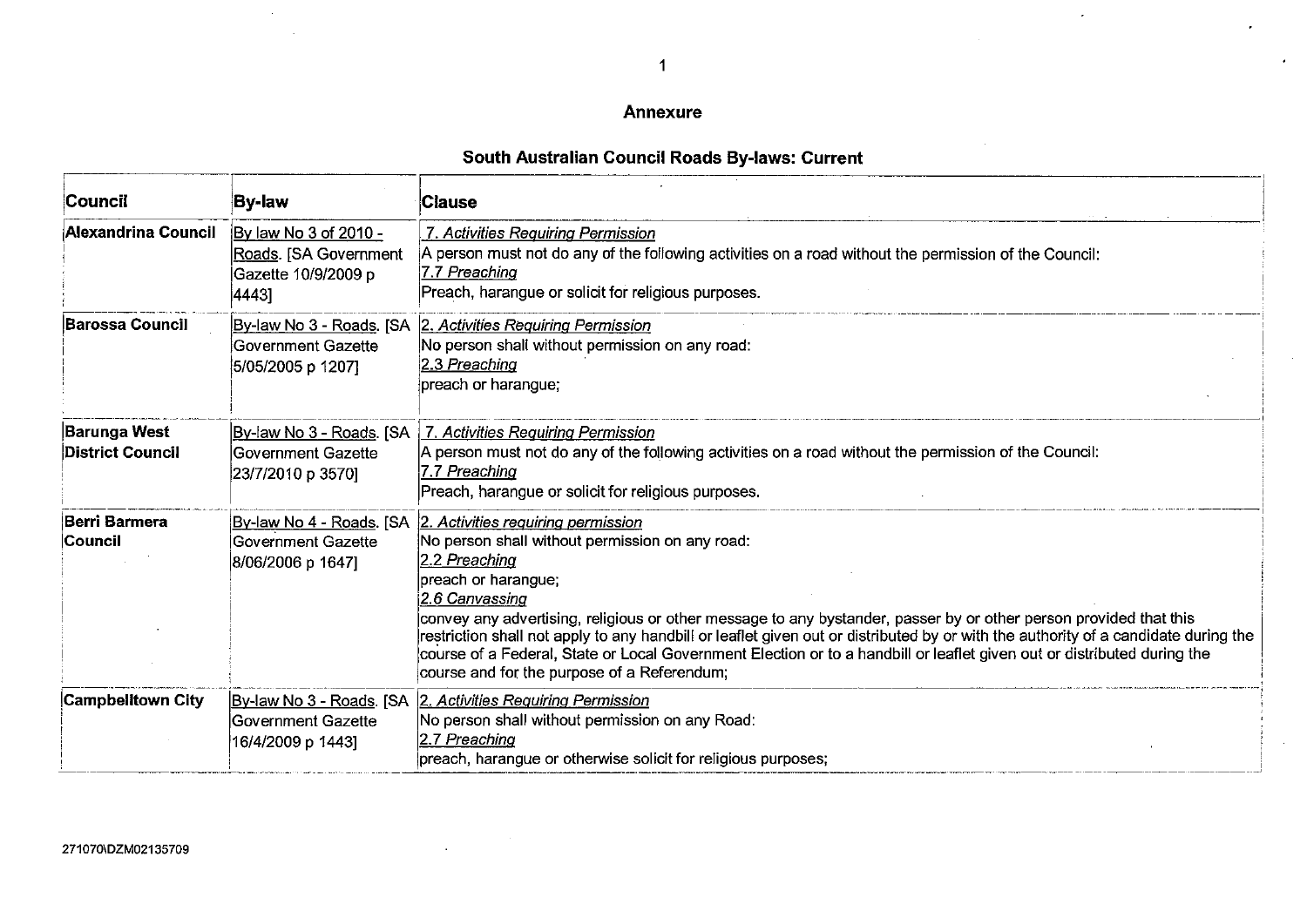## Annexure

### South Australian Council Roads By-laws: Current

| Council | By-law | Clause |
|---|---|---|
| **Alexandrina Council** | By law No 3 of 2010 - Roads. [SA Government Gazette 10/9/2009 p 4443] | *7. Activities Requiring Permission*<br>A person must not do any of the following activities on a road without the permission of the Council:<br>*7.7 Preaching*<br>Preach, harangue or solicit for religious purposes. |
| **Barossa Council** | By-law No 3 - Roads. [SA Government Gazette 5/05/2005 p 1207] | *2. Activities Requiring Permission*<br>No person shall without permission on any road:<br>*2.3 Preaching*<br>preach or harangue; |
| **Barunga West District Council** | By-law No 3 - Roads. [SA Government Gazette 23/7/2010 p 3570] | *7. Activities Requiring Permission*<br>A person must not do any of the following activities on a road without the permission of the Council:<br>*7.7 Preaching*<br>Preach, harangue or solicit for religious purposes. |
| **Berri Barmera Council** | By-law No 4 - Roads. [SA Government Gazette 8/06/2006 p 1647] | *2. Activities requiring permission*<br>No person shall without permission on any road:<br>*2.2 Preaching*<br>preach or harangue;<br>*2.6 Canvassing*<br>convey any advertising, religious or other message to any bystander, passer by or other person provided that this restriction shall not apply to any handbill or leaflet given out or distributed by or with the authority of a candidate during the course of a Federal, State or Local Government Election or to a handbill or leaflet given out or distributed during the course and for the purpose of a Referendum; |
| **Campbelltown City** | By-law No 3 - Roads. [SA Government Gazette 16/4/2009 p 1443] | *2. Activities Requiring Permission*<br>No person shall without permission on any Road:<br>*2.7 Preaching*<br>preach, harangue or otherwise solicit for religious purposes; |

271070\DZM02135709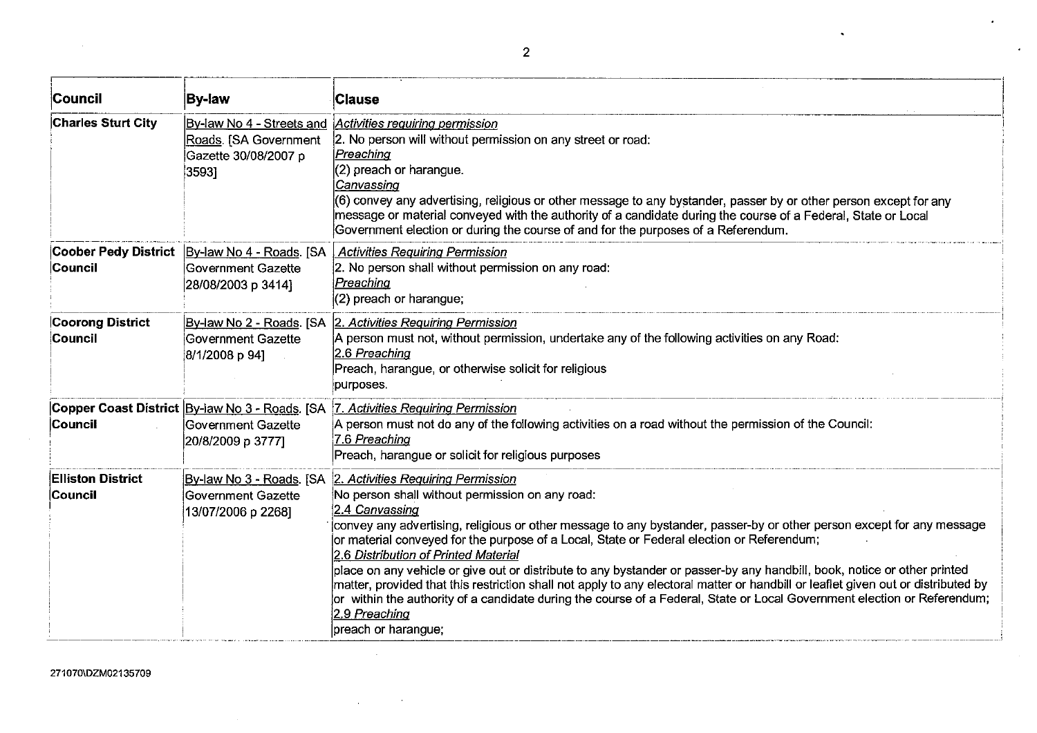| Council | By-law | Clause |
|---|---|---|
| **Charles Sturt City** | By-law No 4 - Streets and Roads. [SA Government Gazette 30/08/2007 p 3593] | *Activities requiring permission*<br>2. No person will without permission on any street or road:<br>*Preaching*<br>(2) preach or harangue.<br>*Canvassing*<br>(6) convey any advertising, religious or other message to any bystander, passer by or other person except for any message or material conveyed with the authority of a candidate during the course of a Federal, State or Local Government election or during the course of and for the purposes of a Referendum. |
| **Coober Pedy District Council** | By-law No 4 - Roads. [SA Government Gazette 28/08/2003 p 3414] | *Activities Requiring Permission*<br>2. No person shall without permission on any road:<br>*Preaching*<br>(2) preach or harangue; |
| **Coorong District Council** | By-law No 2 - Roads. [SA Government Gazette 8/1/2008 p 94] | *2. Activities Requiring Permission*<br>A person must not, without permission, undertake any of the following activities on any Road:<br>*2.6 Preaching*<br>Preach, harangue, or otherwise solicit for religious purposes. |
| **Copper Coast District Council** | By-law No 3 - Roads. [SA Government Gazette 20/8/2009 p 3777] | *7. Activities Requiring Permission*<br>A person must not do any of the following activities on a road without the permission of the Council:<br>*7.6 Preaching*<br>Preach, harangue or solicit for religious purposes |
| **Elliston District Council** | By-law No 3 - Roads. [SA Government Gazette 13/07/2006 p 2268] | *2. Activities Requiring Permission*<br>No person shall without permission on any road:<br>*2.4 Canvassing*<br>convey any advertising, religious or other message to any bystander, passer-by or other person except for any message or material conveyed for the purpose of a Local, State or Federal election or Referendum;<br>*2.6 Distribution of Printed Material*<br>place on any vehicle or give out or distribute to any bystander or passer-by any handbill, book, notice or other printed matter, provided that this restriction shall not apply to any electoral matter or handbill or leaflet given out or distributed by or within the authority of a candidate during the course of a Federal, State or Local Government election or Referendum;<br>*2.9 Preaching*<br>preach or harangue; |

271070\DZM02135709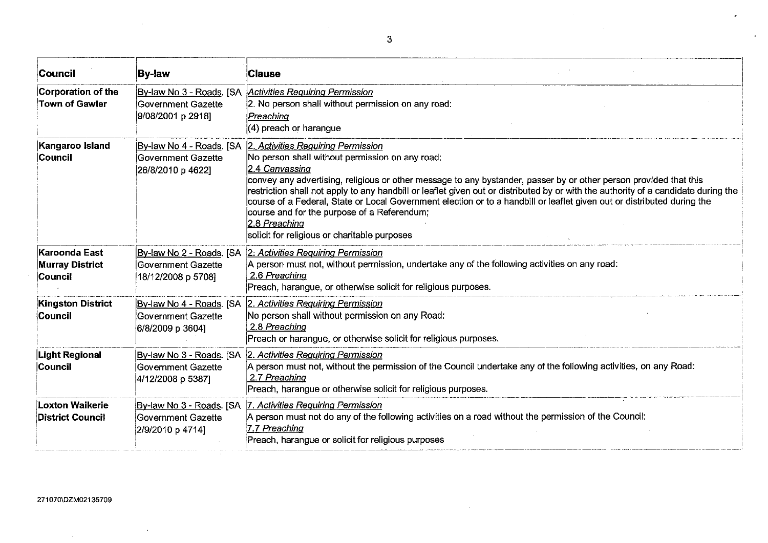| Council | By-law | Clause |
|---|---|---|
| **Corporation of the Town of Gawler** | By-law No 3 - Roads. [SA Government Gazette 9/08/2001 p 2918] | *Activities Requiring Permission*<br>2. No person shall without permission on any road:<br>*Preaching*<br>(4) preach or harangue |
| **Kangaroo Island Council** | By-law No 4 - Roads. [SA Government Gazette 26/8/2010 p 4622] | *2. Activities Requiring Permission*<br>No person shall without permission on any road:<br>*2.4 Canvassing*<br>convey any advertising, religious or other message to any bystander, passer by or other person provided that this restriction shall not apply to any handbill or leaflet given out or distributed by or with the authority of a candidate during the course of a Federal, State or Local Government election or to a handbill or leaflet given out or distributed during the course and for the purpose of a Referendum;<br>*2.8 Preaching*<br>solicit for religious or charitable purposes |
| **Karoonda East Murray District Council** | By-law No 2 - Roads. [SA Government Gazette 18/12/2008 p 5708] | *2: Activities Requiring Permission*<br>A person must not, without permission, undertake any of the following activities on any road:<br>*2.6 Preaching*<br>Preach, harangue, or otherwise solicit for religious purposes. |
| **Kingston District Council** | By-law No 4 - Roads. [SA Government Gazette 6/8/2009 p 3604] | *2. Activities Requiring Permission*<br>No person shall without permission on any Road:<br>*2.8 Preaching*<br>Preach or harangue, or otherwise solicit for religious purposes. |
| **Light Regional Council** | By-law No 3 - Roads. [SA Government Gazette 4/12/2008 p 5387] | *2. Activities Requiring Permission*<br>A person must not, without the permission of the Council undertake any of the following activities, on any Road:<br>*2.7 Preaching*<br>Preach, harangue or otherwise solicit for religious purposes. |
| **Loxton Waikerie District Council** | By-law No 3 - Roads. [SA Government Gazette 2/9/2010 p 4714] | *7. Activities Requiring Permission*<br>A person must not do any of the following activities on a road without the permission of the Council:<br>*7.7 Preaching*<br>Preach, harangue or solicit for religious purposes |

271070\DZM02135709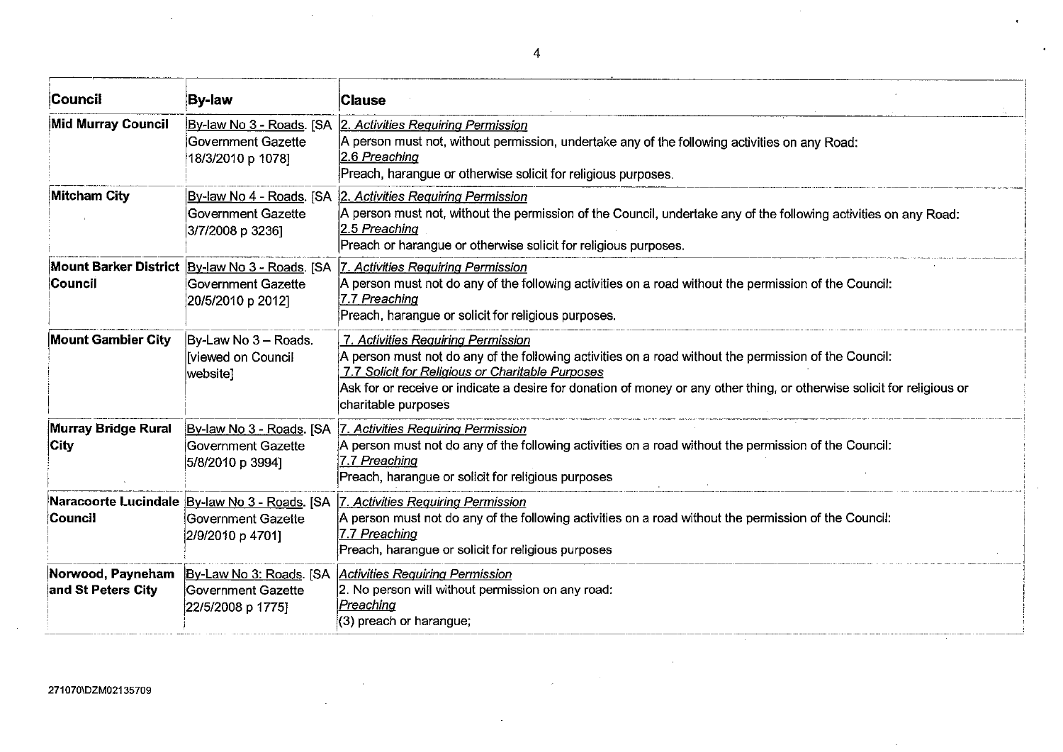| Council | By-law | Clause |
| --- | --- | --- |
| **Mid Murray Council** | By-law No 3 - Roads. [SA Government Gazette 18/3/2010 p 1078] | *2. Activities Requiring Permission*<br>A person must not, without permission, undertake any of the following activities on any Road:<br>*2.6 Preaching*<br>Preach, harangue or otherwise solicit for religious purposes. |
| **Mitcham City** | By-law No 4 - Roads. [SA Government Gazette 3/7/2008 p 3236] | *2. Activities Requiring Permission*<br>A person must not, without the permission of the Council, undertake any of the following activities on any Road:<br>*2.5 Preaching*<br>Preach or harangue or otherwise solicit for religious purposes. |
| **Mount Barker District Council** | By-law No 3 - Roads. [SA Government Gazette 20/5/2010 p 2012] | *7. Activities Requiring Permission*<br>A person must not do any of the following activities on a road without the permission of the Council:<br>*7.7 Preaching*<br>Preach, harangue or solicit for religious purposes. |
| **Mount Gambier City** | By-Law No 3 – Roads. [viewed on Council website] | *7. Activities Requiring Permission*<br>A person must not do any of the following activities on a road without the permission of the Council:<br>*7.7 Solicit for Religious or Charitable Purposes*<br>Ask for or receive or indicate a desire for donation of money or any other thing, or otherwise solicit for religious or charitable purposes |
| **Murray Bridge Rural City** | By-law No 3 - Roads. [SA Government Gazette 5/8/2010 p 3994] | *7. Activities Requiring Permission*<br>A person must not do any of the following activities on a road without the permission of the Council:<br>*7.7 Preaching*<br>Preach, harangue or solicit for religious purposes |
| **Naracoorte Lucindale Council** | By-law No 3 - Roads. [SA Government Gazette 2/9/2010 p 4701] | *7. Activities Requiring Permission*<br>A person must not do any of the following activities on a road without the permission of the Council:<br>*7.7 Preaching*<br>Preach, harangue or solicit for religious purposes |
| **Norwood, Payneham and St Peters City** | By-Law No 3: Roads. [SA Government Gazette 22/5/2008 p 1775] | *Activities Requiring Permission*<br>2. No person will without permission on any road:<br>*Preaching*<br>(3) preach or harangue; |

271070\DZM02135709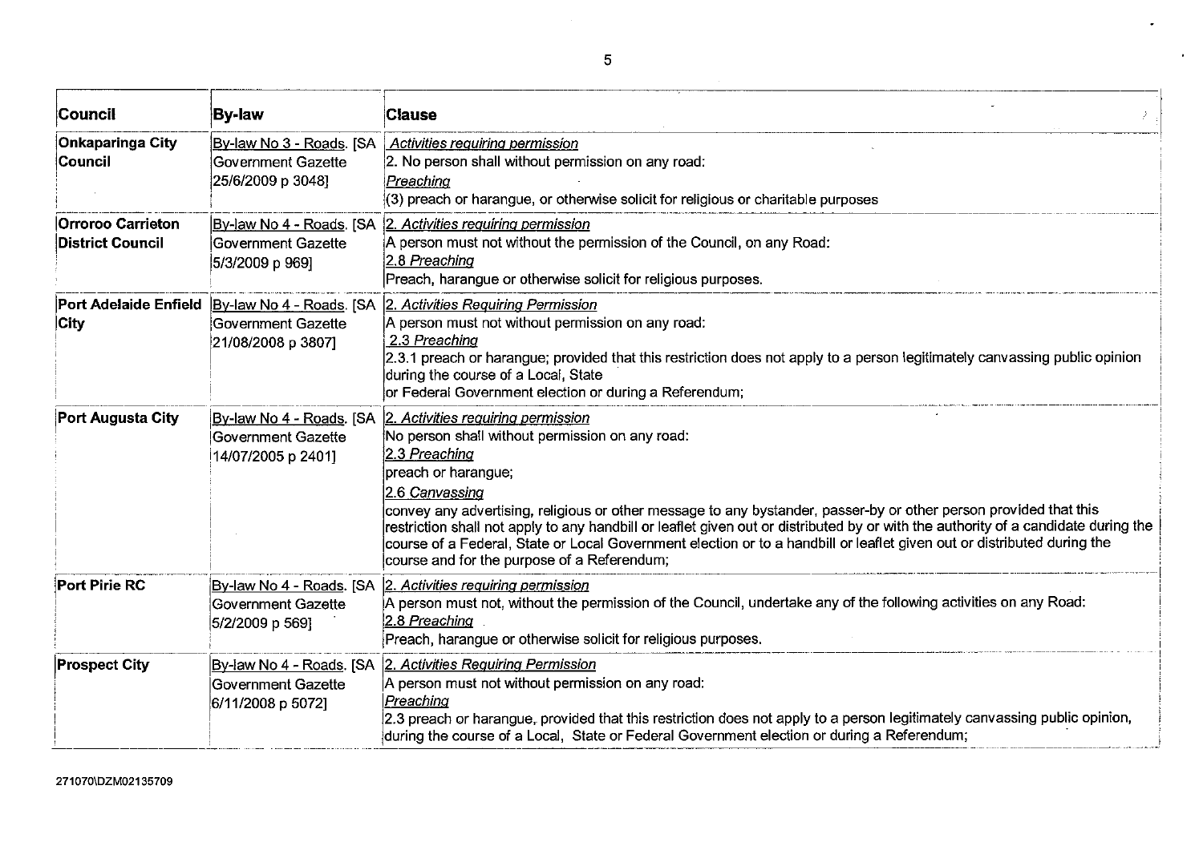| Council | By-law | Clause |
|---|---|---|
| **Onkaparinga City Council** | By-law No 3 - Roads. [SA Government Gazette 25/6/2009 p 3048] | *Activities requiring permission*<br>2. No person shall without permission on any road:<br>*Preaching*<br>(3) preach or harangue, or otherwise solicit for religious or charitable purposes |
| **Orroroo Carrieton District Council** | By-law No 4 - Roads. [SA Government Gazette 5/3/2009 p 969] | *2. Activities requiring permission*<br>A person must not without the permission of the Council, on any Road:<br>*2.8 Preaching*<br>Preach, harangue or otherwise solicit for religious purposes. |
| **Port Adelaide Enfield City** | By-law No 4 - Roads. [SA Government Gazette 21/08/2008 p 3807] | *2. Activities Requiring Permission*<br>A person must not without permission on any road:<br>*2.3 Preaching*<br>2.3.1 preach or harangue; provided that this restriction does not apply to a person legitimately canvassing public opinion during the course of a Local, State or Federal Government election or during a Referendum; |
| **Port Augusta City** | By-law No 4 - Roads. [SA Government Gazette 14/07/2005 p 2401] | *2. Activities requiring permission*<br>No person shall without permission on any road:<br>*2.3 Preaching*<br>preach or harangue;<br>*2.6 Canvassing*<br>convey any advertising, religious or other message to any bystander, passer-by or other person provided that this restriction shall not apply to any handbill or leaflet given out or distributed by or with the authority of a candidate during the course of a Federal, State or Local Government election or to a handbill or leaflet given out or distributed during the course and for the purpose of a Referendum; |
| **Port Pirie RC** | By-law No 4 - Roads. [SA Government Gazette 5/2/2009 p 569] | *2. Activities requiring permission*<br>A person must not, without the permission of the Council, undertake any of the following activities on any Road:<br>*2.8 Preaching*<br>Preach, harangue or otherwise solicit for religious purposes. |
| **Prospect City** | By-law No 4 - Roads. [SA Government Gazette 6/11/2008 p 5072] | *2. Activities Requiring Permission*<br>A person must not without permission on any road:<br>*Preaching*<br>2.3 preach or harangue, provided that this restriction does not apply to a person legitimately canvassing public opinion, during the course of a Local, State or Federal Government election or during a Referendum; |

271070\DZM02135709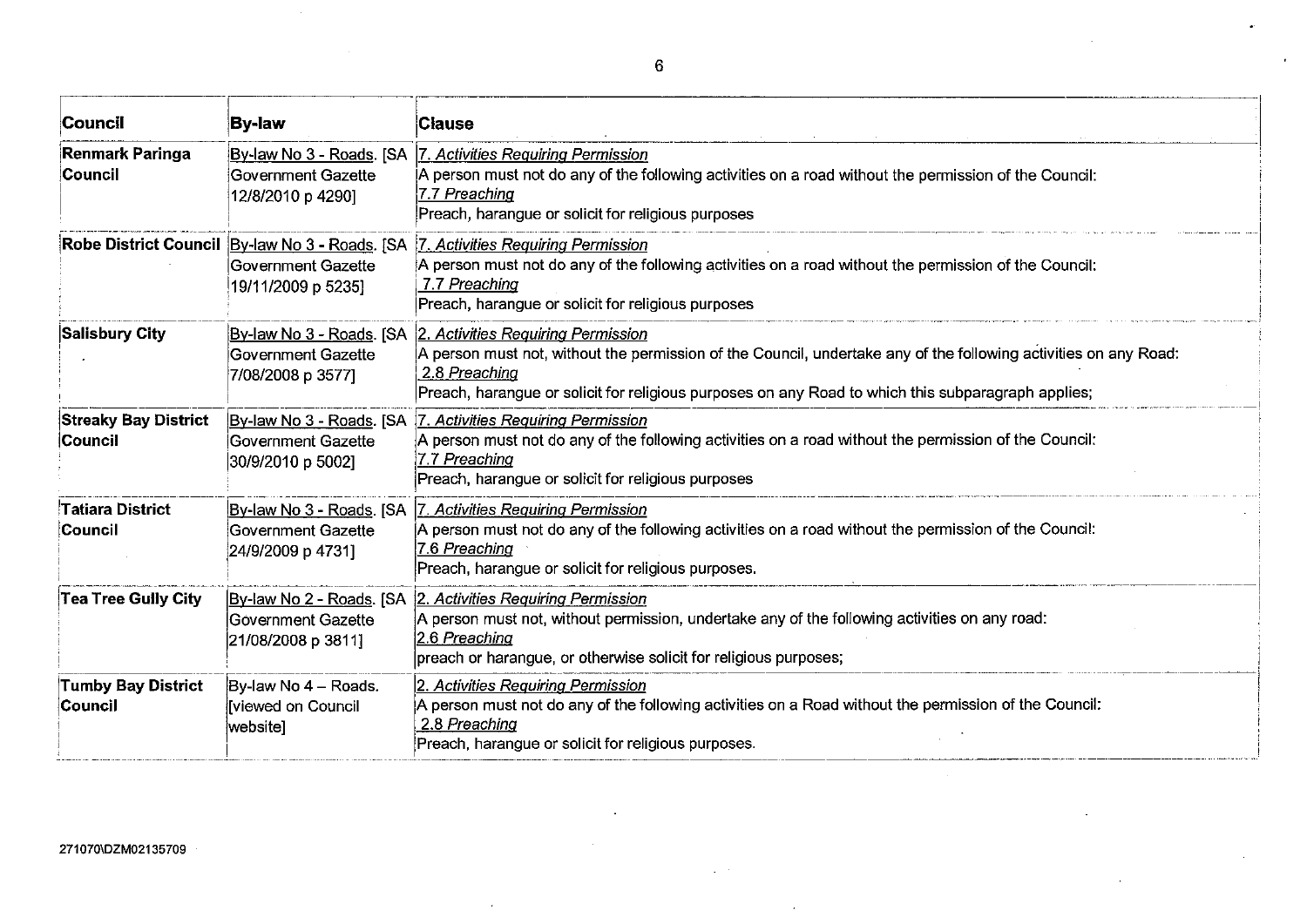| Council | By-law | Clause |
| --- | --- | --- |
| **Renmark Paringa Council** | By-law No 3 - Roads. [SA Government Gazette 12/8/2010 p 4290] | *7. Activities Requiring Permission*<br>A person must not do any of the following activities on a road without the permission of the Council:<br>*7.7 Preaching*<br>Preach, harangue or solicit for religious purposes |
| **Robe District Council** | By-law No 3 - Roads. [SA Government Gazette 19/11/2009 p 5235] | *7. Activities Requiring Permission*<br>A person must not do any of the following activities on a road without the permission of the Council:<br>*7.7 Preaching*<br>Preach, harangue or solicit for religious purposes |
| **Salisbury City** | By-law No 3 - Roads. [SA Government Gazette 7/08/2008 p 3577] | *2. Activities Requiring Permission*<br>A person must not, without the permission of the Council, undertake any of the following activities on any Road:<br>*2.8 Preaching*<br>Preach, harangue or solicit for religious purposes on any Road to which this subparagraph applies; |
| **Streaky Bay District Council** | By-law No 3 - Roads. [SA Government Gazette 30/9/2010 p 5002] | *7. Activities Requiring Permission*<br>A person must not do any of the following activities on a road without the permission of the Council:<br>*7.7 Preaching*<br>Preach, harangue or solicit for religious purposes |
| **Tatiara District Council** | By-law No 3 - Roads. [SA Government Gazette 24/9/2009 p 4731] | *7. Activities Requiring Permission*<br>A person must not do any of the following activities on a road without the permission of the Council:<br>*7.6 Preaching*<br>Preach, harangue or solicit for religious purposes. |
| **Tea Tree Gully City** | By-law No 2 - Roads. [SA Government Gazette 21/08/2008 p 3811] | *2. Activities Requiring Permission*<br>A person must not, without permission, undertake any of the following activities on any road:<br>*2.6 Preaching*<br>preach or harangue, or otherwise solicit for religious purposes; |
| **Tumby Bay District Council** | By-law No 4 – Roads. [viewed on Council website] | *2. Activities Requiring Permission*<br>A person must not do any of the following activities on a Road without the permission of the Council:<br>*2.8 Preaching*<br>Preach, harangue or solicit for religious purposes. |

271070\DZM02135709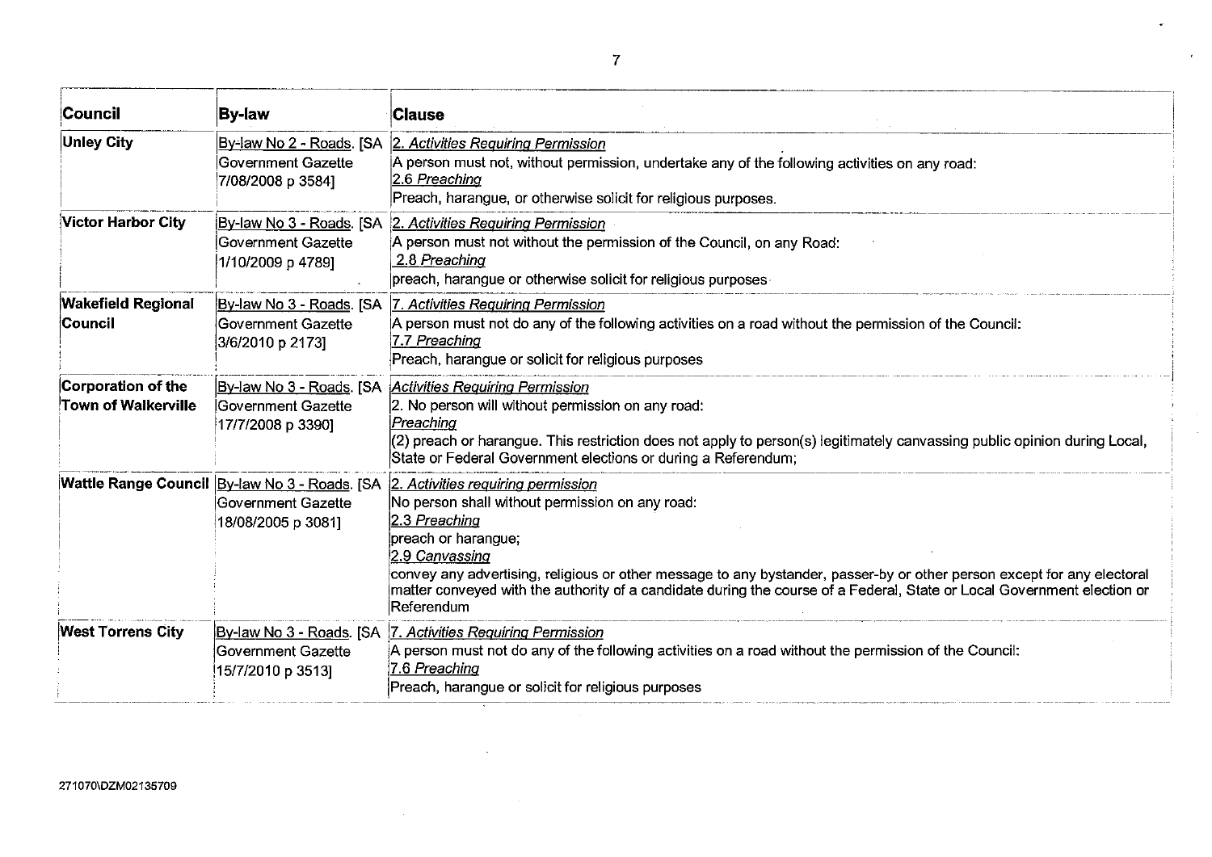| Council | By-law | Clause |
|---|---|---|
| Unley City | By-law No 2 - Roads. [SA Government Gazette 7/08/2008 p 3584] | *2. Activities Requiring Permission*<br>A person must not, without permission, undertake any of the following activities on any road:<br>*2.6 Preaching*<br>Preach, harangue, or otherwise solicit for religious purposes. |
| Victor Harbor City | By-law No 3 - Roads. [SA Government Gazette 1/10/2009 p 4789] | *2. Activities Requiring Permission*<br>A person must not without the permission of the Council, on any Road:<br>*2.8 Preaching*<br>preach, harangue or otherwise solicit for religious purposes |
| Wakefield Regional Council | By-law No 3 - Roads. [SA Government Gazette 3/6/2010 p 2173] | *7. Activities Requiring Permission*<br>A person must not do any of the following activities on a road without the permission of the Council:<br>*7.7 Preaching*<br>Preach, harangue or solicit for religious purposes |
| Corporation of the Town of Walkerville | By-law No 3 - Roads. [SA Government Gazette 17/7/2008 p 3390] | *Activities Requiring Permission*<br>2. No person will without permission on any road:<br>*Preaching*<br>(2) preach or harangue. This restriction does not apply to person(s) legitimately canvassing public opinion during Local, State or Federal Government elections or during a Referendum; |
| Wattle Range Council | By-law No 3 - Roads. [SA Government Gazette 18/08/2005 p 3081] | *2. Activities requiring permission*<br>No person shall without permission on any road:<br>*2.3 Preaching*<br>preach or harangue;<br>*2.9 Canvassing*<br>convey any advertising, religious or other message to any bystander, passer-by or other person except for any electoral matter conveyed with the authority of a candidate during the course of a Federal, State or Local Government election or Referendum |
| West Torrens City | By-law No 3 - Roads. [SA Government Gazette 15/7/2010 p 3513] | *7. Activities Requiring Permission*<br>A person must not do any of the following activities on a road without the permission of the Council:<br>*7.6 Preaching*<br>Preach, harangue or solicit for religious purposes |

271070\DZM02135709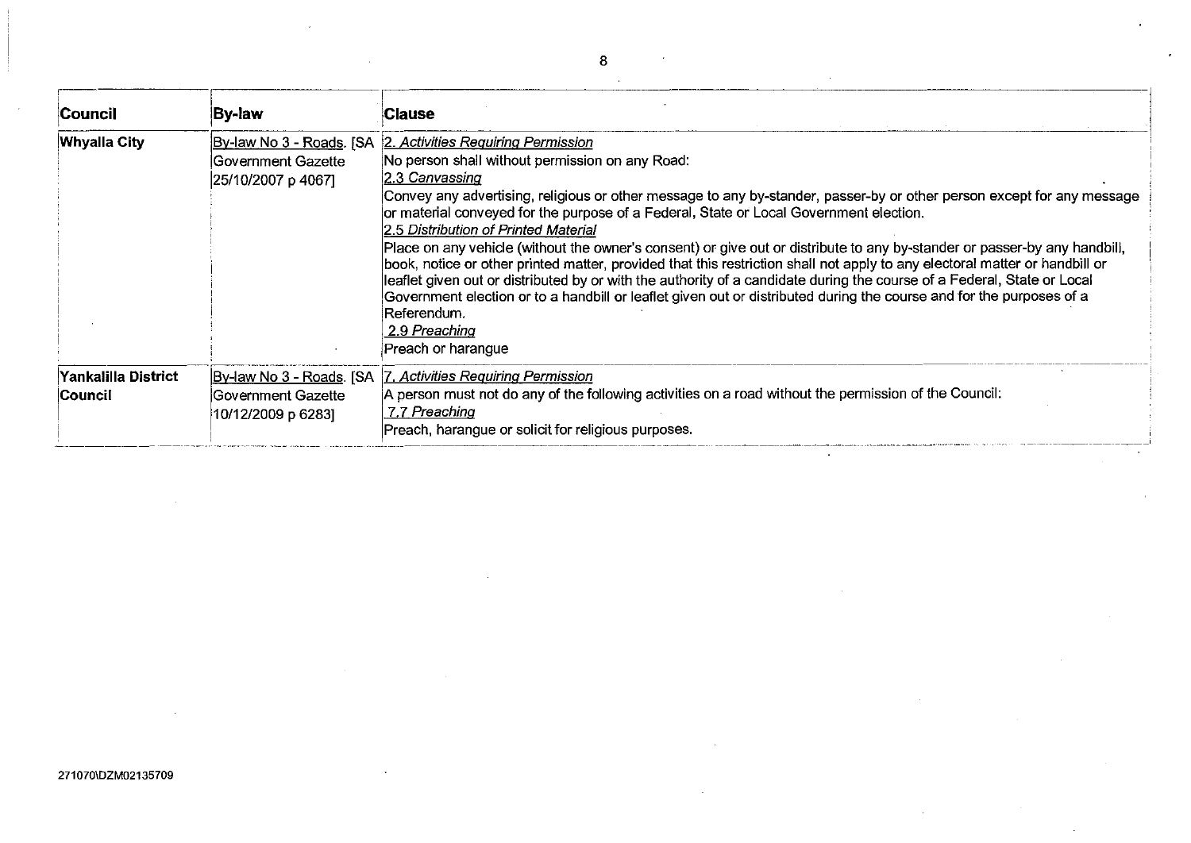| Council | By-law | Clause |
|---|---|---|
| Whyalla City | By-law No 3 - Roads. [SA Government Gazette 25/10/2007 p 4067] | *2. Activities Requiring Permission*<br>No person shall without permission on any Road:<br>*2.3 Canvassing*<br>Convey any advertising, religious or other message to any by-stander, passer-by or other person except for any message or material conveyed for the purpose of a Federal, State or Local Government election.<br>*2.5 Distribution of Printed Material*<br>Place on any vehicle (without the owner's consent) or give out or distribute to any by-stander or passer-by any handbill, book, notice or other printed matter, provided that this restriction shall not apply to any electoral matter or handbill or leaflet given out or distributed by or with the authority of a candidate during the course of a Federal, State or Local Government election or to a handbill or leaflet given out or distributed during the course and for the purposes of a Referendum.<br>*2.9 Preaching*<br>Preach or harangue |
| Yankalilla District Council | By-law No 3 - Roads. [SA Government Gazette 10/12/2009 p 6283] | *7. Activities Requiring Permission*<br>A person must not do any of the following activities on a road without the permission of the Council:<br>*7.7 Preaching*<br>Preach, harangue or solicit for religious purposes. |

271070\DZM02135709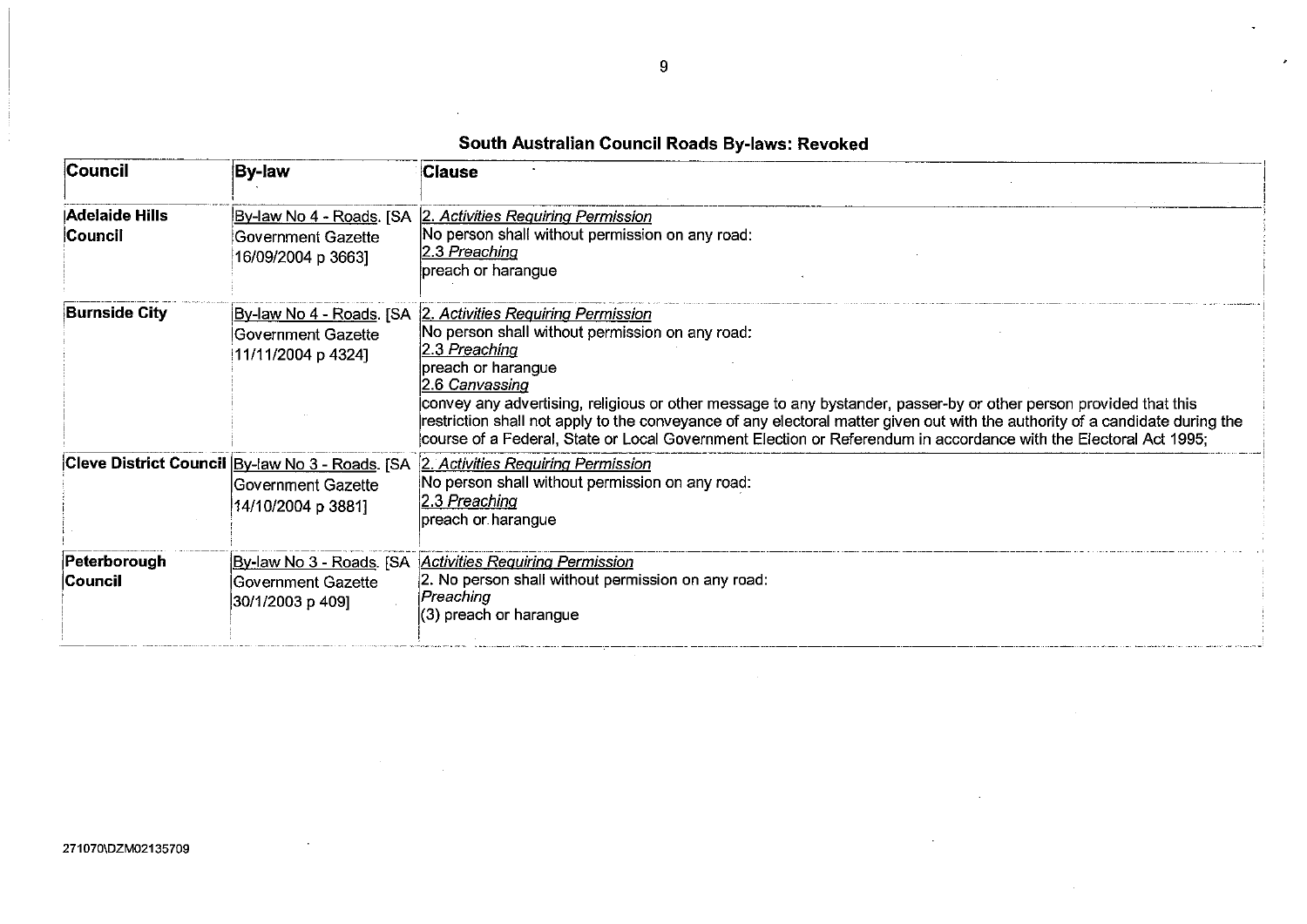## South Australian Council Roads By-laws: Revoked

| Council | By-law | Clause |
|---|---|---|
| **Adelaide Hills Council** | By-law No 4 - Roads. [SA Government Gazette 16/09/2004 p 3663] | 2. *Activities Requiring Permission*<br>No person shall without permission on any road:<br>2.3 *Preaching*<br>preach or harangue |
| **Burnside City** | By-law No 4 - Roads. [SA Government Gazette 11/11/2004 p 4324] | 2. *Activities Requiring Permission*<br>No person shall without permission on any road:<br>2.3 *Preaching*<br>preach or harangue<br>2.6 *Canvassing*<br>convey any advertising, religious or other message to any bystander, passer-by or other person provided that this restriction shall not apply to the conveyance of any electoral matter given out with the authority of a candidate during the course of a Federal, State or Local Government Election or Referendum in accordance with the Electoral Act 1995; |
| **Cleve District Council** | By-law No 3 - Roads. [SA Government Gazette 14/10/2004 p 3881] | 2. *Activities Requiring Permission*<br>No person shall without permission on any road:<br>2.3 *Preaching*<br>preach or harangue |
| **Peterborough Council** | By-law No 3 - Roads. [SA Government Gazette 30/1/2003 p 409] | *Activities Requiring Permission*<br>2. No person shall without permission on any road:<br>*Preaching*<br>(3) preach or harangue |

271070\DZM02135709